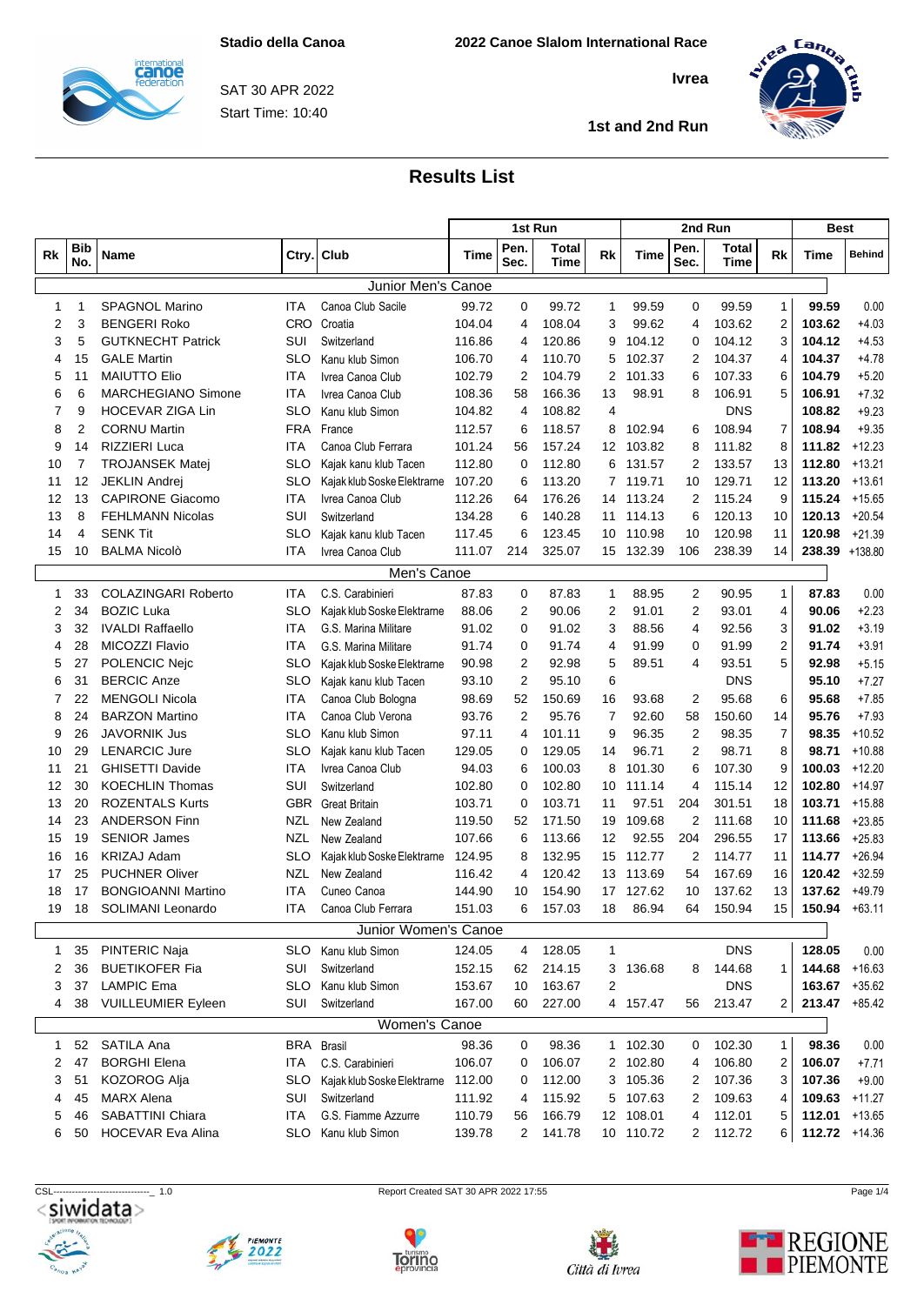Stadio della Canoa

SAT 30 APR 2022

Start Time: 10:40

2022 Canoe Slalom International Race

Ivrea

1st and 2nd Run

# Results List

| | | | | | 1st Run | | | | 2nd Run | | | | Best | |
|---|---|---|---|---|---|---|---|---|---|---|---|---|---|---|
| Rk | Bib No. | Name | Ctry. | Club | Time | Pen. Sec. | Total Time | Rk | Time | Pen. Sec. | Total Time | Rk | Time | Behind |
| | | | | **Junior Men's Canoe** | | | | | | | | | | |
| 1 | 1 | SPAGNOL Marino | ITA | Canoa Club Sacile | 99.72 | 0 | 99.72 | 1 | 99.59 | 0 | 99.59 | 1 | **99.59** | 0.00 |
| 2 | 3 | BENGERI Roko | CRO | Croatia | 104.04 | 4 | 108.04 | 3 | 99.62 | 4 | 103.62 | 2 | **103.62** | +4.03 |
| 3 | 5 | GUTKNECHT Patrick | SUI | Switzerland | 116.86 | 4 | 120.86 | 9 | 104.12 | 0 | 104.12 | 3 | **104.12** | +4.53 |
| 4 | 15 | GALE Martin | SLO | Kanu klub Simon | 106.70 | 4 | 110.70 | 5 | 102.37 | 2 | 104.37 | 4 | **104.37** | +4.78 |
| 5 | 11 | MAIUTTO Elio | ITA | Ivrea Canoa Club | 102.79 | 2 | 104.79 | 2 | 101.33 | 6 | 107.33 | 6 | **104.79** | +5.20 |
| 6 | 6 | MARCHEGIANO Simone | ITA | Ivrea Canoa Club | 108.36 | 58 | 166.36 | 13 | 98.91 | 8 | 106.91 | 5 | **106.91** | +7.32 |
| 7 | 9 | HOCEVAR ZIGA Lin | SLO | Kanu klub Simon | 104.82 | 4 | 108.82 | 4 | | | DNS | | **108.82** | +9.23 |
| 8 | 2 | CORNU Martin | FRA | France | 112.57 | 6 | 118.57 | 8 | 102.94 | 6 | 108.94 | 7 | **108.94** | +9.35 |
| 9 | 14 | RIZZIERI Luca | ITA | Canoa Club Ferrara | 101.24 | 56 | 157.24 | 12 | 103.82 | 8 | 111.82 | 8 | **111.82** | +12.23 |
| 10 | 7 | TROJANSEK Matej | SLO | Kajak kanu klub Tacen | 112.80 | 0 | 112.80 | 6 | 131.57 | 2 | 133.57 | 13 | **112.80** | +13.21 |
| 11 | 12 | JEKLIN Andrej | SLO | Kajak klub Soske Elektrarne | 107.20 | 6 | 113.20 | 7 | 119.71 | 10 | 129.71 | 12 | **113.20** | +13.61 |
| 12 | 13 | CAPIRONE Giacomo | ITA | Ivrea Canoa Club | 112.26 | 64 | 176.26 | 14 | 113.24 | 2 | 115.24 | 9 | **115.24** | +15.65 |
| 13 | 8 | FEHLMANN Nicolas | SUI | Switzerland | 134.28 | 6 | 140.28 | 11 | 114.13 | 6 | 120.13 | 10 | **120.13** | +20.54 |
| 14 | 4 | SENK Tit | SLO | Kajak kanu klub Tacen | 117.45 | 6 | 123.45 | 10 | 110.98 | 10 | 120.98 | 11 | **120.98** | +21.39 |
| 15 | 10 | BALMA Nicolò | ITA | Ivrea Canoa Club | 111.07 | 214 | 325.07 | 15 | 132.39 | 106 | 238.39 | 14 | **238.39** | +138.80 |
| | | | | **Men's Canoe** | | | | | | | | | | |
| 1 | 33 | COLAZINGARI Roberto | ITA | C.S. Carabinieri | 87.83 | 0 | 87.83 | 1 | 88.95 | 2 | 90.95 | 1 | **87.83** | 0.00 |
| 2 | 34 | BOZIC Luka | SLO | Kajak klub Soske Elektrarne | 88.06 | 2 | 90.06 | 2 | 91.01 | 2 | 93.01 | 4 | **90.06** | +2.23 |
| 3 | 32 | IVALDI Raffaello | ITA | G.S. Marina Militare | 91.02 | 0 | 91.02 | 3 | 88.56 | 4 | 92.56 | 3 | **91.02** | +3.19 |
| 4 | 28 | MICOZZI Flavio | ITA | G.S. Marina Militare | 91.74 | 0 | 91.74 | 4 | 91.99 | 0 | 91.99 | 2 | **91.74** | +3.91 |
| 5 | 27 | POLENCIC Nejc | SLO | Kajak klub Soske Elektrarne | 90.98 | 2 | 92.98 | 5 | 89.51 | 4 | 93.51 | 5 | **92.98** | +5.15 |
| 6 | 31 | BERCIC Anze | SLO | Kajak kanu klub Tacen | 93.10 | 2 | 95.10 | 6 | | | DNS | | **95.10** | +7.27 |
| 7 | 22 | MENGOLI Nicola | ITA | Canoa Club Bologna | 98.69 | 52 | 150.69 | 16 | 93.68 | 2 | 95.68 | 6 | **95.68** | +7.85 |
| 8 | 24 | BARZON Martino | ITA | Canoa Club Verona | 93.76 | 2 | 95.76 | 7 | 92.60 | 58 | 150.60 | 14 | **95.76** | +7.93 |
| 9 | 26 | JAVORNIK Jus | SLO | Kanu klub Simon | 97.11 | 4 | 101.11 | 9 | 96.35 | 2 | 98.35 | 7 | **98.35** | +10.52 |
| 10 | 29 | LENARCIC Jure | SLO | Kajak kanu klub Tacen | 129.05 | 0 | 129.05 | 14 | 96.71 | 2 | 98.71 | 8 | **98.71** | +10.88 |
| 11 | 21 | GHISETTI Davide | ITA | Ivrea Canoa Club | 94.03 | 6 | 100.03 | 8 | 101.30 | 6 | 107.30 | 9 | **100.03** | +12.20 |
| 12 | 30 | KOECHLIN Thomas | SUI | Switzerland | 102.80 | 0 | 102.80 | 10 | 111.14 | 4 | 115.14 | 12 | **102.80** | +14.97 |
| 13 | 20 | ROZENTALS Kurts | GBR | Great Britain | 103.71 | 0 | 103.71 | 11 | 97.51 | 204 | 301.51 | 18 | **103.71** | +15.88 |
| 14 | 23 | ANDERSON Finn | NZL | New Zealand | 119.50 | 52 | 171.50 | 19 | 109.68 | 2 | 111.68 | 10 | **111.68** | +23.85 |
| 15 | 19 | SENIOR James | NZL | New Zealand | 107.66 | 6 | 113.66 | 12 | 92.55 | 204 | 296.55 | 17 | **113.66** | +25.83 |
| 16 | 16 | KRIZAJ Adam | SLO | Kajak klub Soske Elektrarne | 124.95 | 8 | 132.95 | 15 | 112.77 | 2 | 114.77 | 11 | **114.77** | +26.94 |
| 17 | 25 | PUCHNER Oliver | NZL | New Zealand | 116.42 | 4 | 120.42 | 13 | 113.69 | 54 | 167.69 | 16 | **120.42** | +32.59 |
| 18 | 17 | BONGIOANNI Martino | ITA | Cuneo Canoa | 144.90 | 10 | 154.90 | 17 | 127.62 | 10 | 137.62 | 13 | **137.62** | +49.79 |
| 19 | 18 | SOLIMANI Leonardo | ITA | Canoa Club Ferrara | 151.03 | 6 | 157.03 | 18 | 86.94 | 64 | 150.94 | 15 | **150.94** | +63.11 |
| | | | | **Junior Women's Canoe** | | | | | | | | | | |
| 1 | 35 | PINTERIC Naja | SLO | Kanu klub Simon | 124.05 | 4 | 128.05 | 1 | | | DNS | | **128.05** | 0.00 |
| 2 | 36 | BUETIKOFER Fia | SUI | Switzerland | 152.15 | 62 | 214.15 | 3 | 136.68 | 8 | 144.68 | 1 | **144.68** | +16.63 |
| 3 | 37 | LAMPIC Ema | SLO | Kanu klub Simon | 153.67 | 10 | 163.67 | 2 | | | DNS | | **163.67** | +35.62 |
| 4 | 38 | VUILLEUMIER Eyleen | SUI | Switzerland | 167.00 | 60 | 227.00 | 4 | 157.47 | 56 | 213.47 | 2 | **213.47** | +85.42 |
| | | | | **Women's Canoe** | | | | | | | | | | |
| 1 | 52 | SATILA Ana | BRA | Brasil | 98.36 | 0 | 98.36 | 1 | 102.30 | 0 | 102.30 | 1 | **98.36** | 0.00 |
| 2 | 47 | BORGHI Elena | ITA | C.S. Carabinieri | 106.07 | 0 | 106.07 | 2 | 102.80 | 4 | 106.80 | 2 | **106.07** | +7.71 |
| 3 | 51 | KOZOROG Alja | SLO | Kajak klub Soske Elektrarne | 112.00 | 0 | 112.00 | 3 | 105.36 | 2 | 107.36 | 3 | **107.36** | +9.00 |
| 4 | 45 | MARX Alena | SUI | Switzerland | 111.92 | 4 | 115.92 | 5 | 107.63 | 2 | 109.63 | 4 | **109.63** | +11.27 |
| 5 | 46 | SABATTINI Chiara | ITA | G.S. Fiamme Azzurre | 110.79 | 56 | 166.79 | 12 | 108.01 | 4 | 112.01 | 5 | **112.01** | +13.65 |
| 6 | 50 | HOCEVAR Eva Alina | SLO | Kanu klub Simon | 139.78 | 2 | 141.78 | 10 | 110.72 | 2 | 112.72 | 6 | **112.72** | +14.36 |

CSL-------------------------------_ 1.0

Report Created SAT 30 APR 2022 17:55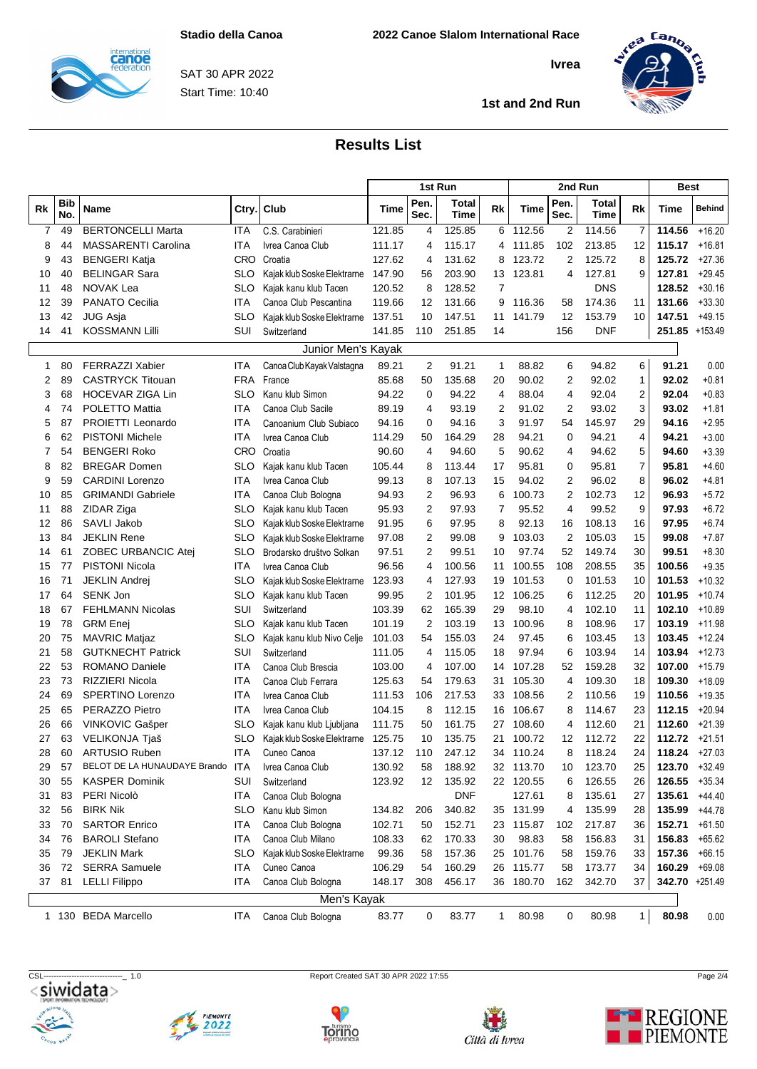Stadio della Canoa

2022 Canoe Slalom International Race

SAT 30 APR 2022

Start Time: 10:40

Ivrea

1st and 2nd Run

## Results List

| | | | | | 1st Run | | | | 2nd Run | | | | Best | |
|---|---|---|---|---|---|---|---|---|---|---|---|---|---|---|
| Rk | Bib No. | Name | Ctry. | Club | Time | Pen. Sec. | Total Time | Rk | Time | Pen. Sec. | Total Time | Rk | Time | Behind |
| 7 | 49 | BERTONCELLI Marta | ITA | C.S. Carabinieri | 121.85 | 4 | 125.85 | 6 | 112.56 | 2 | 114.56 | 7 | **114.56** | +16.20 |
| 8 | 44 | MASSARENTI Carolina | ITA | Ivrea Canoa Club | 111.17 | 4 | 115.17 | 4 | 111.85 | 102 | 213.85 | 12 | **115.17** | +16.81 |
| 9 | 43 | BENGERI Katja | CRO | Croatia | 127.62 | 4 | 131.62 | 8 | 123.72 | 2 | 125.72 | 8 | **125.72** | +27.36 |
| 10 | 40 | BELINGAR Sara | SLO | Kajak klub Soske Elektrarne | 147.90 | 56 | 203.90 | 13 | 123.81 | 4 | 127.81 | 9 | **127.81** | +29.45 |
| 11 | 48 | NOVAK Lea | SLO | Kajak kanu klub Tacen | 120.52 | 8 | 128.52 | 7 | | | DNS | | **128.52** | +30.16 |
| 12 | 39 | PANATO Cecilia | ITA | Canoa Club Pescantina | 119.66 | 12 | 131.66 | 9 | 116.36 | 58 | 174.36 | 11 | **131.66** | +33.30 |
| 13 | 42 | JUG Asja | SLO | Kajak klub Soske Elektrarne | 137.51 | 10 | 147.51 | 11 | 141.79 | 12 | 153.79 | 10 | **147.51** | +49.15 |
| 14 | 41 | KOSSMANN Lilli | SUI | Switzerland | 141.85 | 110 | 251.85 | 14 | | 156 | DNF | | **251.85** | +153.49 |
| | | **Junior Men's Kayak** | | | | | | | | | | | | |
| 1 | 80 | FERRAZZI Xabier | ITA | Canoa Club Kayak Valstagna | 89.21 | 2 | 91.21 | 1 | 88.82 | 6 | 94.82 | 6 | **91.21** | 0.00 |
| 2 | 89 | CASTRYCK Titouan | FRA | France | 85.68 | 50 | 135.68 | 20 | 90.02 | 2 | 92.02 | 1 | **92.02** | +0.81 |
| 3 | 68 | HOCEVAR ZIGA Lin | SLO | Kanu klub Simon | 94.22 | 0 | 94.22 | 4 | 88.04 | 4 | 92.04 | 2 | **92.04** | +0.83 |
| 4 | 74 | POLETTO Mattia | ITA | Canoa Club Sacile | 89.19 | 4 | 93.19 | 2 | 91.02 | 2 | 93.02 | 3 | **93.02** | +1.81 |
| 5 | 87 | PROIETTI Leonardo | ITA | Canoanium Club Subiaco | 94.16 | 0 | 94.16 | 3 | 91.97 | 54 | 145.97 | 29 | **94.16** | +2.95 |
| 6 | 62 | PISTONI Michele | ITA | Ivrea Canoa Club | 114.29 | 50 | 164.29 | 28 | 94.21 | 0 | 94.21 | 4 | **94.21** | +3.00 |
| 7 | 54 | BENGERI Roko | CRO | Croatia | 90.60 | 4 | 94.60 | 5 | 90.62 | 4 | 94.62 | 5 | **94.60** | +3.39 |
| 8 | 82 | BREGAR Domen | SLO | Kajak kanu klub Tacen | 105.44 | 8 | 113.44 | 17 | 95.81 | 0 | 95.81 | 7 | **95.81** | +4.60 |
| 9 | 59 | CARDINI Lorenzo | ITA | Ivrea Canoa Club | 99.13 | 8 | 107.13 | 15 | 94.02 | 2 | 96.02 | 8 | **96.02** | +4.81 |
| 10 | 85 | GRIMANDI Gabriele | ITA | Canoa Club Bologna | 94.93 | 2 | 96.93 | 6 | 100.73 | 2 | 102.73 | 12 | **96.93** | +5.72 |
| 11 | 88 | ZIDAR Ziga | SLO | Kajak kanu klub Tacen | 95.93 | 2 | 97.93 | 7 | 95.52 | 4 | 99.52 | 9 | **97.93** | +6.72 |
| 12 | 86 | SAVLI Jakob | SLO | Kajak klub Soske Elektrarne | 91.95 | 6 | 97.95 | 8 | 92.13 | 16 | 108.13 | 16 | **97.95** | +6.74 |
| 13 | 84 | JEKLIN Rene | SLO | Kajak klub Soske Elektrarne | 97.08 | 2 | 99.08 | 9 | 103.03 | 2 | 105.03 | 15 | **99.08** | +7.87 |
| 14 | 61 | ZOBEC URBANCIC Atej | SLO | Brodarsko društvo Solkan | 97.51 | 2 | 99.51 | 10 | 97.74 | 52 | 149.74 | 30 | **99.51** | +8.30 |
| 15 | 77 | PISTONI Nicola | ITA | Ivrea Canoa Club | 96.56 | 4 | 100.56 | 11 | 100.55 | 108 | 208.55 | 35 | **100.56** | +9.35 |
| 16 | 71 | JEKLIN Andrej | SLO | Kajak klub Soske Elektrarne | 123.93 | 4 | 127.93 | 19 | 101.53 | 0 | 101.53 | 10 | **101.53** | +10.32 |
| 17 | 64 | SENK Jon | SLO | Kajak kanu klub Tacen | 99.95 | 2 | 101.95 | 12 | 106.25 | 6 | 112.25 | 20 | **101.95** | +10.74 |
| 18 | 67 | FEHLMANN Nicolas | SUI | Switzerland | 103.39 | 62 | 165.39 | 29 | 98.10 | 4 | 102.10 | 11 | **102.10** | +10.89 |
| 19 | 78 | GRM Enej | SLO | Kajak kanu klub Tacen | 101.19 | 2 | 103.19 | 13 | 100.96 | 8 | 108.96 | 17 | **103.19** | +11.98 |
| 20 | 75 | MAVRIC Matjaz | SLO | Kajak kanu klub Nivo Celje | 101.03 | 54 | 155.03 | 24 | 97.45 | 6 | 103.45 | 13 | **103.45** | +12.24 |
| 21 | 58 | GUTKNECHT Patrick | SUI | Switzerland | 111.05 | 4 | 115.05 | 18 | 97.94 | 6 | 103.94 | 14 | **103.94** | +12.73 |
| 22 | 53 | ROMANO Daniele | ITA | Canoa Club Brescia | 103.00 | 4 | 107.00 | 14 | 107.28 | 52 | 159.28 | 32 | **107.00** | +15.79 |
| 23 | 73 | RIZZIERI Nicola | ITA | Canoa Club Ferrara | 125.63 | 54 | 179.63 | 31 | 105.30 | 4 | 109.30 | 18 | **109.30** | +18.09 |
| 24 | 69 | SPERTINO Lorenzo | ITA | Ivrea Canoa Club | 111.53 | 106 | 217.53 | 33 | 108.56 | 2 | 110.56 | 19 | **110.56** | +19.35 |
| 25 | 65 | PERAZZO Pietro | ITA | Ivrea Canoa Club | 104.15 | 8 | 112.15 | 16 | 106.67 | 8 | 114.67 | 23 | **112.15** | +20.94 |
| 26 | 66 | VINKOVIC Gašper | SLO | Kajak kanu klub Ljubljana | 111.75 | 50 | 161.75 | 27 | 108.60 | 4 | 112.60 | 21 | **112.60** | +21.39 |
| 27 | 63 | VELIKONJA Tjaš | SLO | Kajak klub Soske Elektrarne | 125.75 | 10 | 135.75 | 21 | 100.72 | 12 | 112.72 | 22 | **112.72** | +21.51 |
| 28 | 60 | ARTUSIO Ruben | ITA | Cuneo Canoa | 137.12 | 110 | 247.12 | 34 | 110.24 | 8 | 118.24 | 24 | **118.24** | +27.03 |
| 29 | 57 | BELOT DE LA HUNAUDAYE Brando | ITA | Ivrea Canoa Club | 130.92 | 58 | 188.92 | 32 | 113.70 | 10 | 123.70 | 25 | **123.70** | +32.49 |
| 30 | 55 | KASPER Dominik | SUI | Switzerland | 123.92 | 12 | 135.92 | 22 | 120.55 | 6 | 126.55 | 26 | **126.55** | +35.34 |
| 31 | 83 | PERI Nicolò | ITA | Canoa Club Bologna | | | DNF | | 127.61 | 8 | 135.61 | 27 | **135.61** | +44.40 |
| 32 | 56 | BIRK Nik | SLO | Kanu klub Simon | 134.82 | 206 | 340.82 | 35 | 131.99 | 4 | 135.99 | 28 | **135.99** | +44.78 |
| 33 | 70 | SARTOR Enrico | ITA | Canoa Club Bologna | 102.71 | 50 | 152.71 | 23 | 115.87 | 102 | 217.87 | 36 | **152.71** | +61.50 |
| 34 | 76 | BAROLI Stefano | ITA | Canoa Club Milano | 108.33 | 62 | 170.33 | 30 | 98.83 | 58 | 156.83 | 31 | **156.83** | +65.62 |
| 35 | 79 | JEKLIN Mark | SLO | Kajak klub Soske Elektrarne | 99.36 | 58 | 157.36 | 25 | 101.76 | 58 | 159.76 | 33 | **157.36** | +66.15 |
| 36 | 72 | SERRA Samuele | ITA | Cuneo Canoa | 106.29 | 54 | 160.29 | 26 | 115.77 | 58 | 173.77 | 34 | **160.29** | +69.08 |
| 37 | 81 | LELLI Filippo | ITA | Canoa Club Bologna | 148.17 | 308 | 456.17 | 36 | 180.70 | 162 | 342.70 | 37 | **342.70** | +251.49 |
| | | **Men's Kayak** | | | | | | | | | | | | |
| 1 | 130 | BEDA Marcello | ITA | Canoa Club Bologna | 83.77 | 0 | 83.77 | 1 | 80.98 | 0 | 80.98 | 1 | **80.98** | 0.00 |

CSL-------------------------------_ 1.0 Report Created SAT 30 APR 2022 17:55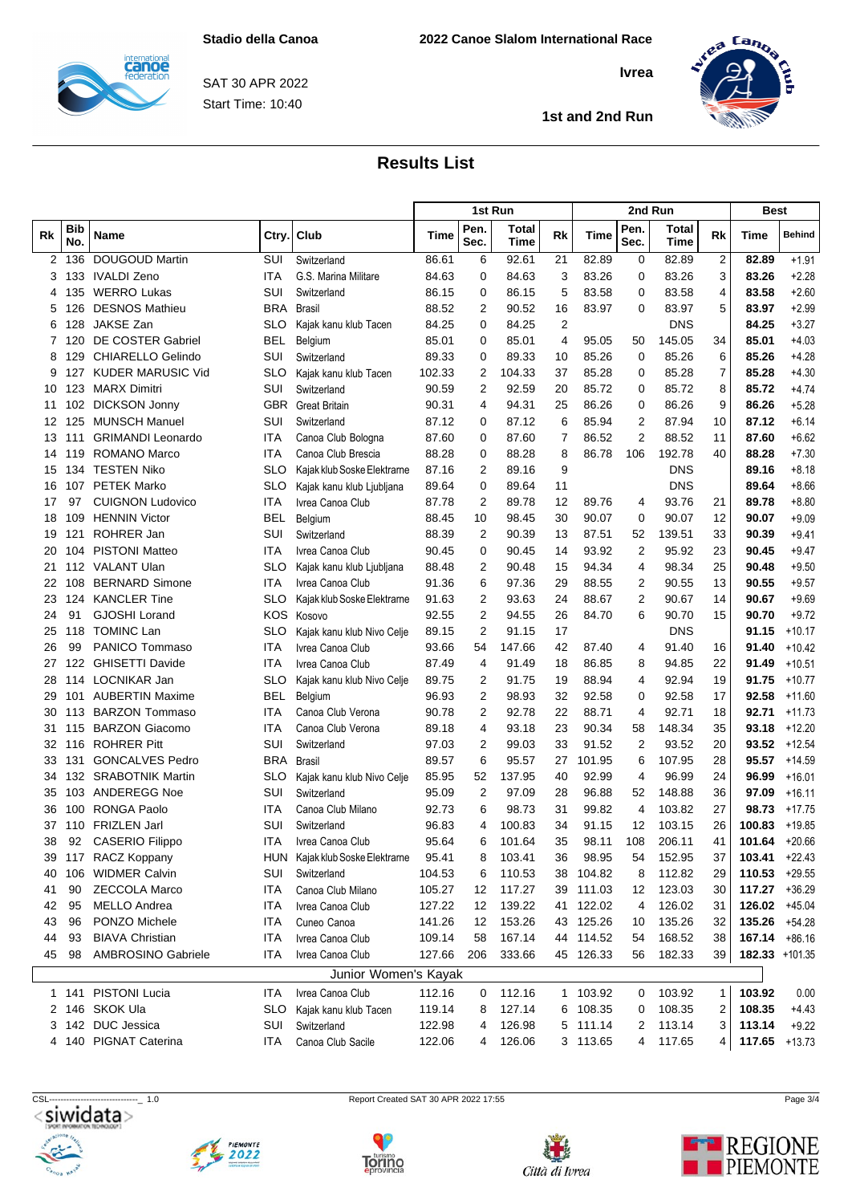Stadio della Canoa

SAT 30 APR 2022

Start Time: 10:40

2022 Canoe Slalom International Race

Ivrea

1st and 2nd Run

# Results List

| Rk | Bib No. | Name | Ctry. | Club | 1st Run Time | 1st Run Pen. Sec. | 1st Run Total Time | 1st Run Rk | 2nd Run Time | 2nd Run Pen. Sec. | 2nd Run Total Time | 2nd Run Rk | Best Time | Best Behind |
|---|---|---|---|---|---|---|---|---|---|---|---|---|---|---|
| 2 | 136 | DOUGOUD Martin | SUI | Switzerland | 86.61 | 6 | 92.61 | 21 | 82.89 | 0 | 82.89 | 2 | **82.89** | +1.91 |
| 3 | 133 | IVALDI Zeno | ITA | G.S. Marina Militare | 84.63 | 0 | 84.63 | 3 | 83.26 | 0 | 83.26 | 3 | **83.26** | +2.28 |
| 4 | 135 | WERRO Lukas | SUI | Switzerland | 86.15 | 0 | 86.15 | 5 | 83.58 | 0 | 83.58 | 4 | **83.58** | +2.60 |
| 5 | 126 | DESNOS Mathieu | BRA | Brasil | 88.52 | 2 | 90.52 | 16 | 83.97 | 0 | 83.97 | 5 | **83.97** | +2.99 |
| 6 | 128 | JAKSE Zan | SLO | Kajak kanu klub Tacen | 84.25 | 0 | 84.25 | 2 | | | DNS | | **84.25** | +3.27 |
| 7 | 120 | DE COSTER Gabriel | BEL | Belgium | 85.01 | 0 | 85.01 | 4 | 95.05 | 50 | 145.05 | 34 | **85.01** | +4.03 |
| 8 | 129 | CHIARELLO Gelindo | SUI | Switzerland | 89.33 | 0 | 89.33 | 10 | 85.26 | 0 | 85.26 | 6 | **85.26** | +4.28 |
| 9 | 127 | KUDER MARUSIC Vid | SLO | Kajak kanu klub Tacen | 102.33 | 2 | 104.33 | 37 | 85.28 | 0 | 85.28 | 7 | **85.28** | +4.30 |
| 10 | 123 | MARX Dimitri | SUI | Switzerland | 90.59 | 2 | 92.59 | 20 | 85.72 | 0 | 85.72 | 8 | **85.72** | +4.74 |
| 11 | 102 | DICKSON Jonny | GBR | Great Britain | 90.31 | 4 | 94.31 | 25 | 86.26 | 0 | 86.26 | 9 | **86.26** | +5.28 |
| 12 | 125 | MUNSCH Manuel | SUI | Switzerland | 87.12 | 0 | 87.12 | 6 | 85.94 | 2 | 87.94 | 10 | **87.12** | +6.14 |
| 13 | 111 | GRIMANDI Leonardo | ITA | Canoa Club Bologna | 87.60 | 0 | 87.60 | 7 | 86.52 | 2 | 88.52 | 11 | **87.60** | +6.62 |
| 14 | 119 | ROMANO Marco | ITA | Canoa Club Brescia | 88.28 | 0 | 88.28 | 8 | 86.78 | 106 | 192.78 | 40 | **88.28** | +7.30 |
| 15 | 134 | TESTEN Niko | SLO | Kajak klub Soske Elektrarne | 87.16 | 2 | 89.16 | 9 | | | DNS | | **89.16** | +8.18 |
| 16 | 107 | PETEK Marko | SLO | Kajak kanu klub Ljubljana | 89.64 | 0 | 89.64 | 11 | | | DNS | | **89.64** | +8.66 |
| 17 | 97 | CUIGNON Ludovico | ITA | Ivrea Canoa Club | 87.78 | 2 | 89.78 | 12 | 89.76 | 4 | 93.76 | 21 | **89.78** | +8.80 |
| 18 | 109 | HENNIN Victor | BEL | Belgium | 88.45 | 10 | 98.45 | 30 | 90.07 | 0 | 90.07 | 12 | **90.07** | +9.09 |
| 19 | 121 | ROHRER Jan | SUI | Switzerland | 88.39 | 2 | 90.39 | 13 | 87.51 | 52 | 139.51 | 33 | **90.39** | +9.41 |
| 20 | 104 | PISTONI Matteo | ITA | Ivrea Canoa Club | 90.45 | 0 | 90.45 | 14 | 93.92 | 2 | 95.92 | 23 | **90.45** | +9.47 |
| 21 | 112 | VALANT Ulan | SLO | Kajak kanu klub Ljubljana | 88.48 | 2 | 90.48 | 15 | 94.34 | 4 | 98.34 | 25 | **90.48** | +9.50 |
| 22 | 108 | BERNARD Simone | ITA | Ivrea Canoa Club | 91.36 | 6 | 97.36 | 29 | 88.55 | 2 | 90.55 | 13 | **90.55** | +9.57 |
| 23 | 124 | KANCLER Tine | SLO | Kajak klub Soske Elektrarne | 91.63 | 2 | 93.63 | 24 | 88.67 | 2 | 90.67 | 14 | **90.67** | +9.69 |
| 24 | 91 | GJOSHI Lorand | KOS | Kosovo | 92.55 | 2 | 94.55 | 26 | 84.70 | 6 | 90.70 | 15 | **90.70** | +9.72 |
| 25 | 118 | TOMINC Lan | SLO | Kajak kanu klub Nivo Celje | 89.15 | 2 | 91.15 | 17 | | | DNS | | **91.15** | +10.17 |
| 26 | 99 | PANICO Tommaso | ITA | Ivrea Canoa Club | 93.66 | 54 | 147.66 | 42 | 87.40 | 4 | 91.40 | 16 | **91.40** | +10.42 |
| 27 | 122 | GHISETTI Davide | ITA | Ivrea Canoa Club | 87.49 | 4 | 91.49 | 18 | 86.85 | 8 | 94.85 | 22 | **91.49** | +10.51 |
| 28 | 114 | LOCNIKAR Jan | SLO | Kajak kanu klub Nivo Celje | 89.75 | 2 | 91.75 | 19 | 88.94 | 4 | 92.94 | 19 | **91.75** | +10.77 |
| 29 | 101 | AUBERTIN Maxime | BEL | Belgium | 96.93 | 2 | 98.93 | 32 | 92.58 | 0 | 92.58 | 17 | **92.58** | +11.60 |
| 30 | 113 | BARZON Tommaso | ITA | Canoa Club Verona | 90.78 | 2 | 92.78 | 22 | 88.71 | 4 | 92.71 | 18 | **92.71** | +11.73 |
| 31 | 115 | BARZON Giacomo | ITA | Canoa Club Verona | 89.18 | 4 | 93.18 | 23 | 90.34 | 58 | 148.34 | 35 | **93.18** | +12.20 |
| 32 | 116 | ROHRER Pitt | SUI | Switzerland | 97.03 | 2 | 99.03 | 33 | 91.52 | 2 | 93.52 | 20 | **93.52** | +12.54 |
| 33 | 131 | GONCALVES Pedro | BRA | Brasil | 89.57 | 6 | 95.57 | 27 | 101.95 | 6 | 107.95 | 28 | **95.57** | +14.59 |
| 34 | 132 | SRABOTNIK Martin | SLO | Kajak kanu klub Nivo Celje | 85.95 | 52 | 137.95 | 40 | 92.99 | 4 | 96.99 | 24 | **96.99** | +16.01 |
| 35 | 103 | ANDEREGG Noe | SUI | Switzerland | 95.09 | 2 | 97.09 | 28 | 96.88 | 52 | 148.88 | 36 | **97.09** | +16.11 |
| 36 | 100 | RONGA Paolo | ITA | Canoa Club Milano | 92.73 | 6 | 98.73 | 31 | 99.82 | 4 | 103.82 | 27 | **98.73** | +17.75 |
| 37 | 110 | FRIZLEN Jarl | SUI | Switzerland | 96.83 | 4 | 100.83 | 34 | 91.15 | 12 | 103.15 | 26 | **100.83** | +19.85 |
| 38 | 92 | CASERIO Filippo | ITA | Ivrea Canoa Club | 95.64 | 6 | 101.64 | 35 | 98.11 | 108 | 206.11 | 41 | **101.64** | +20.66 |
| 39 | 117 | RACZ Koppany | HUN | Kajak klub Soske Elektrarne | 95.41 | 8 | 103.41 | 36 | 98.95 | 54 | 152.95 | 37 | **103.41** | +22.43 |
| 40 | 106 | WIDMER Calvin | SUI | Switzerland | 104.53 | 6 | 110.53 | 38 | 104.82 | 8 | 112.82 | 29 | **110.53** | +29.55 |
| 41 | 90 | ZECCOLA Marco | ITA | Canoa Club Milano | 105.27 | 12 | 117.27 | 39 | 111.03 | 12 | 123.03 | 30 | **117.27** | +36.29 |
| 42 | 95 | MELLO Andrea | ITA | Ivrea Canoa Club | 127.22 | 12 | 139.22 | 41 | 122.02 | 4 | 126.02 | 31 | **126.02** | +45.04 |
| 43 | 96 | PONZO Michele | ITA | Cuneo Canoa | 141.26 | 12 | 153.26 | 43 | 125.26 | 10 | 135.26 | 32 | **135.26** | +54.28 |
| 44 | 93 | BIAVA Christian | ITA | Ivrea Canoa Club | 109.14 | 58 | 167.14 | 44 | 114.52 | 54 | 168.52 | 38 | **167.14** | +86.16 |
| 45 | 98 | AMBROSINO Gabriele | ITA | Ivrea Canoa Club | 127.66 | 206 | 333.66 | 45 | 126.33 | 56 | 182.33 | 39 | **182.33** | +101.35 |

## Junior Women's Kayak

| Rk | Bib No. | Name | Ctry. | Club | 1st Run Time | 1st Run Pen. Sec. | 1st Run Total Time | 1st Run Rk | 2nd Run Time | 2nd Run Pen. Sec. | 2nd Run Total Time | 2nd Run Rk | Best Time | Best Behind |
|---|---|---|---|---|---|---|---|---|---|---|---|---|---|---|
| 1 | 141 | PISTONI Lucia | ITA | Ivrea Canoa Club | 112.16 | 0 | 112.16 | 1 | 103.92 | 0 | 103.92 | 1 | **103.92** | 0.00 |
| 2 | 146 | SKOK Ula | SLO | Kajak kanu klub Tacen | 119.14 | 8 | 127.14 | 6 | 108.35 | 0 | 108.35 | 2 | **108.35** | +4.43 |
| 3 | 142 | DUC Jessica | SUI | Switzerland | 122.98 | 4 | 126.98 | 5 | 111.14 | 2 | 113.14 | 3 | **113.14** | +9.22 |
| 4 | 140 | PIGNAT Caterina | ITA | Canoa Club Sacile | 122.06 | 4 | 126.06 | 3 | 113.65 | 4 | 117.65 | 4 | **117.65** | +13.73 |

CSL--------------------------------_ 1.0

Report Created SAT 30 APR 2022 17:55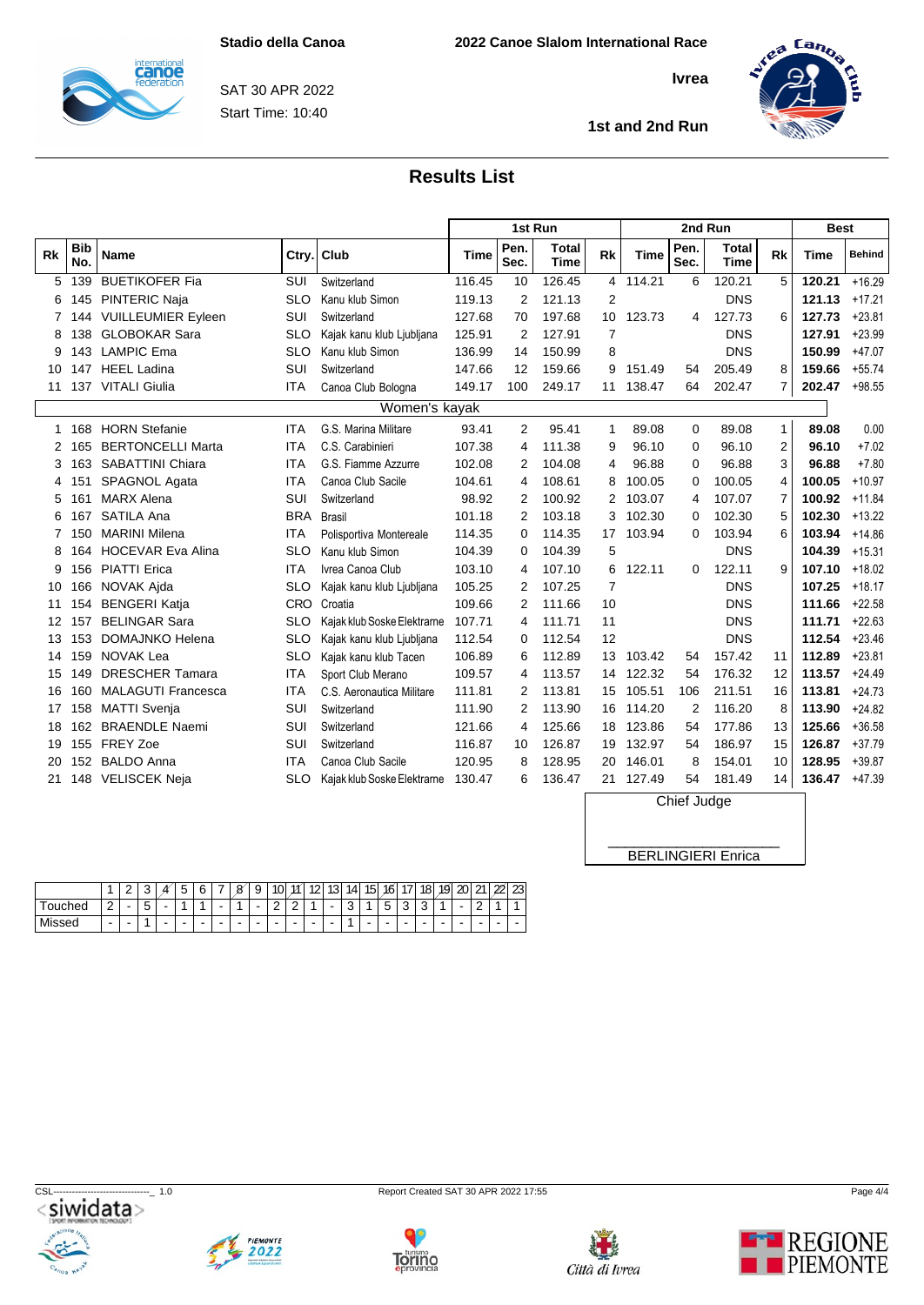Stadio della Canoa

SAT 30 APR 2022

Start Time: 10:40

2022 Canoe Slalom International Race

Ivrea

1st and 2nd Run

# Results List

| Rk | Bib No. | Name | Ctry. | Club | 1st Run Time | 1st Run Pen. Sec. | 1st Run Total Time | 1st Run Rk | 2nd Run Time | 2nd Run Pen. Sec. | 2nd Run Total Time | 2nd Run Rk | Best Time | Behind |
|---|---|---|---|---|---|---|---|---|---|---|---|---|---|---|
| 5 | 139 | BUETIKOFER Fia | SUI | Switzerland | 116.45 | 10 | 126.45 | 4 | 114.21 | 6 | 120.21 | 5 | **120.21** | +16.29 |
| 6 | 145 | PINTERIC Naja | SLO | Kanu klub Simon | 119.13 | 2 | 121.13 | 2 | | | DNS | | **121.13** | +17.21 |
| 7 | 144 | VUILLEUMIER Eyleen | SUI | Switzerland | 127.68 | 70 | 197.68 | 10 | 123.73 | 4 | 127.73 | 6 | **127.73** | +23.81 |
| 8 | 138 | GLOBOKAR Sara | SLO | Kajak kanu klub Ljubljana | 125.91 | 2 | 127.91 | 7 | | | DNS | | **127.91** | +23.99 |
| 9 | 143 | LAMPIC Ema | SLO | Kanu klub Simon | 136.99 | 14 | 150.99 | 8 | | | DNS | | **150.99** | +47.07 |
| 10 | 147 | HEEL Ladina | SUI | Switzerland | 147.66 | 12 | 159.66 | 9 | 151.49 | 54 | 205.49 | 8 | **159.66** | +55.74 |
| 11 | 137 | VITALI Giulia | ITA | Canoa Club Bologna | 149.17 | 100 | 249.17 | 11 | 138.47 | 64 | 202.47 | 7 | **202.47** | +98.55 |
| | | **Women's kayak** | | | | | | | | | | | | |
| 1 | 168 | HORN Stefanie | ITA | G.S. Marina Militare | 93.41 | 2 | 95.41 | 1 | 89.08 | 0 | 89.08 | 1 | **89.08** | 0.00 |
| 2 | 165 | BERTONCELLI Marta | ITA | C.S. Carabinieri | 107.38 | 4 | 111.38 | 9 | 96.10 | 0 | 96.10 | 2 | **96.10** | +7.02 |
| 3 | 163 | SABATTINI Chiara | ITA | G.S. Fiamme Azzurre | 102.08 | 2 | 104.08 | 4 | 96.88 | 0 | 96.88 | 3 | **96.88** | +7.80 |
| 4 | 151 | SPAGNOL Agata | ITA | Canoa Club Sacile | 104.61 | 4 | 108.61 | 8 | 100.05 | 0 | 100.05 | 4 | **100.05** | +10.97 |
| 5 | 161 | MARX Alena | SUI | Switzerland | 98.92 | 2 | 100.92 | 2 | 103.07 | 4 | 107.07 | 7 | **100.92** | +11.84 |
| 6 | 167 | SATILA Ana | BRA | Brasil | 101.18 | 2 | 103.18 | 3 | 102.30 | 0 | 102.30 | 5 | **102.30** | +13.22 |
| 7 | 150 | MARINI Milena | ITA | Polisportiva Montereale | 114.35 | 0 | 114.35 | 17 | 103.94 | 0 | 103.94 | 6 | **103.94** | +14.86 |
| 8 | 164 | HOCEVAR Eva Alina | SLO | Kanu klub Simon | 104.39 | 0 | 104.39 | 5 | | | DNS | | **104.39** | +15.31 |
| 9 | 156 | PIATTI Erica | ITA | Ivrea Canoa Club | 103.10 | 4 | 107.10 | 6 | 122.11 | 0 | 122.11 | 9 | **107.10** | +18.02 |
| 10 | 166 | NOVAK Ajda | SLO | Kajak kanu klub Ljubljana | 105.25 | 2 | 107.25 | 7 | | | DNS | | **107.25** | +18.17 |
| 11 | 154 | BENGERI Katja | CRO | Croatia | 109.66 | 2 | 111.66 | 10 | | | DNS | | **111.66** | +22.58 |
| 12 | 157 | BELINGAR Sara | SLO | Kajak klub Soske Elektrarne | 107.71 | 4 | 111.71 | 11 | | | DNS | | **111.71** | +22.63 |
| 13 | 153 | DOMAJNKO Helena | SLO | Kajak kanu klub Ljubljana | 112.54 | 0 | 112.54 | 12 | | | DNS | | **112.54** | +23.46 |
| 14 | 159 | NOVAK Lea | SLO | Kajak kanu klub Tacen | 106.89 | 6 | 112.89 | 13 | 103.42 | 54 | 157.42 | 11 | **112.89** | +23.81 |
| 15 | 149 | DRESCHER Tamara | ITA | Sport Club Merano | 109.57 | 4 | 113.57 | 14 | 122.32 | 54 | 176.32 | 12 | **113.57** | +24.49 |
| 16 | 160 | MALAGUTI Francesca | ITA | C.S. Aeronautica Militare | 111.81 | 2 | 113.81 | 15 | 105.51 | 106 | 211.51 | 16 | **113.81** | +24.73 |
| 17 | 158 | MATTI Svenja | SUI | Switzerland | 111.90 | 2 | 113.90 | 16 | 114.20 | 2 | 116.20 | 8 | **113.90** | +24.82 |
| 18 | 162 | BRAENDLE Naemi | SUI | Switzerland | 121.66 | 4 | 125.66 | 18 | 123.86 | 54 | 177.86 | 13 | **125.66** | +36.58 |
| 19 | 155 | FREY Zoe | SUI | Switzerland | 116.87 | 10 | 126.87 | 19 | 132.97 | 54 | 186.97 | 15 | **126.87** | +37.79 |
| 20 | 152 | BALDO Anna | ITA | Canoa Club Sacile | 120.95 | 8 | 128.95 | 20 | 146.01 | 8 | 154.01 | 10 | **128.95** | +39.87 |
| 21 | 148 | VELISCEK Neja | SLO | Kajak klub Soske Elektrarne | 130.47 | 6 | 136.47 | 21 | 127.49 | 54 | 181.49 | 14 | **136.47** | +47.39 |

Chief Judge

BERLINGIERI Enrica

| | 1 | 2 | 3 | 4 | 5 | 6 | 7 | 8 | 9 | 10 | 11 | 12 | 13 | 14 | 15 | 16 | 17 | 18 | 19 | 20 | 21 | 22 | 23 |
|---|---|---|---|---|---|---|---|---|---|---|---|---|---|---|---|---|---|---|---|---|---|---|---|
| Touched | 2 | - | 5 | - | 1 | 1 | - | 1 | - | 2 | 2 | 1 | - | 3 | 1 | 5 | 3 | 3 | 1 | - | 2 | 1 | 1 |
| Missed | - | - | 1 | - | - | - | - | - | - | - | - | - | - | 1 | - | - | - | - | - | - | - | - | - |

CSL-------------------------------_ 1.0

Report Created SAT 30 APR 2022 17:55